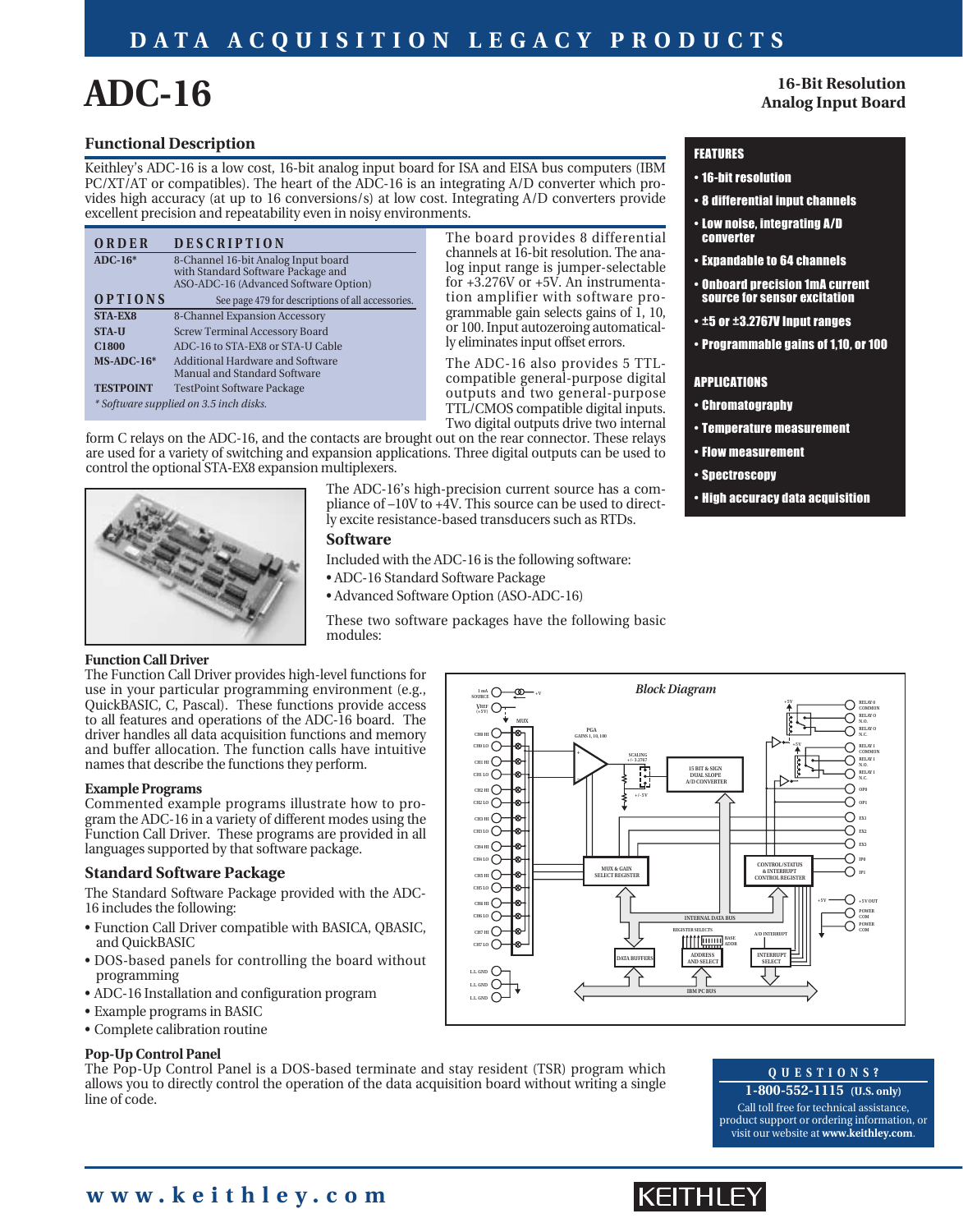# ADC-16

**16-Bit Resolution Analog Input Board**

## Functional Description

Keithley's ADC-16 is a low cost, 16-bit analog input board for ISA and EISA bus computers (IBM PC/XT/AT or compatibles). The heart of the ADC-16 is an integrating A/D converter which provides high accuracy (at up to 16 conversions/s) at low cost. Integrating A/D converters provide excellent precision and repeatability even in noisy environments.

| ORDER | DESCRIPTION |
|---|---|
| ADC-16* | 8-Channel 16-bit Analog Input board with Standard Software Package and ASO-ADC-16 (Advanced Software Option) |
| **OPTIONS** | See page 479 for descriptions of all accessories. |
| STA-EX8 | 8-Channel Expansion Accessory |
| STA-U | Screw Terminal Accessory Board |
| C1800 | ADC-16 to STA-EX8 or STA-U Cable |
| MS-ADC-16* | Additional Hardware and Software Manual and Standard Software |
| TESTPOINT | TestPoint Software Package |

*\* Software supplied on 3.5 inch disks.*

The board provides 8 differential channels at 16-bit resolution. The analog input range is jumper-selectable for +3.276V or +5V. An instrumentation amplifier with software programmable gain selects gains of 1, 10, or 100. Input autozeroing automatically eliminates input offset errors.

The ADC-16 also provides 5 TTL-compatible general-purpose digital outputs and two general-purpose TTL/CMOS compatible digital inputs. Two digital outputs drive two internal form C relays on the ADC-16, and the contacts are brought out on the rear connector. These relays are used for a variety of switching and expansion applications. Three digital outputs can be used to control the optional STA-EX8 expansion multiplexers.

The ADC-16's high-precision current source has a compliance of –10V to +4V. This source can be used to directly excite resistance-based transducers such as RTDs.

### FEATURES

- 16-bit resolution
- 8 differential input channels
- Low noise, integrating A/D converter
- Expandable to 64 channels
- Onboard precision 1mA current source for sensor excitation
- ±5 or ±3.2767V input ranges
- Programmable gains of 1,10, or 100

### APPLICATIONS

- Chromatography
- Temperature measurement
- Flow measurement
- Spectroscopy
- High accuracy data acquisition

## Software

Included with the ADC-16 is the following software:

- ADC-16 Standard Software Package
- Advanced Software Option (ASO-ADC-16)

These two software packages have the following basic modules:

### Function Call Driver

The Function Call Driver provides high-level functions for use in your particular programming environment (e.g., QuickBASIC, C, Pascal). These functions provide access to all features and operations of the ADC-16 board. The driver handles all data acquisition functions and memory and buffer allocation. The function calls have intuitive names that describe the functions they perform.

### Example Programs

Commented example programs illustrate how to program the ADC-16 in a variety of different modes using the Function Call Driver. These programs are provided in all languages supported by that software package.

## Standard Software Package

The Standard Software Package provided with the ADC-16 includes the following:

- Function Call Driver compatible with BASICA, QBASIC, and QuickBASIC
- DOS-based panels for controlling the board without programming
- ADC-16 Installation and configuration program
- Example programs in BASIC
- Complete calibration routine

### Pop-Up Control Panel

The Pop-Up Control Panel is a DOS-based terminate and stay resident (TSR) program which allows you to directly control the operation of the data acquisition board without writing a single line of code.

*Block Diagram*

**QUESTIONS?**
**1-800-552-1115** (U.S. only)
Call toll free for technical assistance, product support or ordering information, or visit our website at **www.keithley.com**.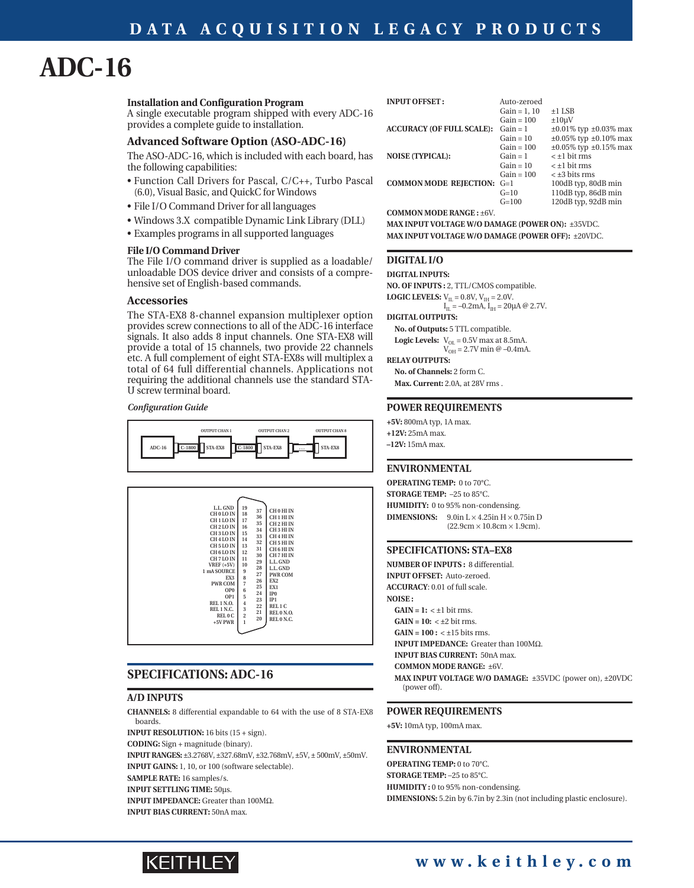# ADC-16

### Installation and Configuration Program

A single executable program shipped with every ADC-16 provides a complete guide to installation.

### Advanced Software Option (ASO-ADC-16)

The ASO-ADC-16, which is included with each board, has the following capabilities:

- Function Call Drivers for Pascal, C/C++, Turbo Pascal (6.0), Visual Basic, and QuickC for Windows
- File I/O Command Driver for all languages
- Windows 3.X compatible Dynamic Link Library (DLL)
- Examples programs in all supported languages

### File I/O Command Driver

The File I/O command driver is supplied as a loadable/unloadable DOS device driver and consists of a comprehensive set of English-based commands.

### Accessories

The STA-EX8 8-channel expansion multiplexer option provides screw connections to all of the ADC-16 interface signals. It also adds 8 input channels. One STA-EX8 will provide a total of 15 channels, two provide 22 channels etc. A full complement of eight STA-EX8s will multiplex a total of 64 full differential channels. Applications not requiring the additional channels use the standard STA-U screw terminal board.

*Configuration Guide*

ADC-16 — C-1800 — STA-EX8 (OUTPUT CHAN 1) — C-1800 — STA-EX8 (OUTPUT CHAN 2) — ... — STA-EX8 (OUTPUT CHAN 8)

| | | | |
|---|---|---|---|
| L.L. GND | 19 | | |
| CH 0 LO IN | 18 | 37 | CH 0 HI IN |
| CH 1 LO IN | 17 | 36 | CH 1 HI IN |
| CH 2 LO IN | 16 | 35 | CH 2 HI IN |
| CH 3 LO IN | 15 | 34 | CH 3 HI IN |
| CH 4 LO IN | 14 | 33 | CH 4 HI IN |
| CH 5 LO IN | 13 | 32 | CH 5 HI IN |
| CH 6 LO IN | 12 | 31 | CH 6 HI IN |
| CH 7 LO IN | 11 | 30 | CH 7 HI IN |
| VREF (+5V) | 10 | 29 | L.L. GND |
| 1 mA SOURCE | 9 | 28 | L.L. GND |
| EX3 | 8 | 27 | PWR COM |
| PWR COM | 7 | 26 | EX2 |
| OP0 | 6 | 25 | EX1 |
| OP1 | 5 | 24 | IP0 |
| REL 1 N.O. | 4 | 23 | IP1 |
| REL 1 N.C. | 3 | 22 | REL 1 C |
| REL 0 C | 2 | 21 | REL 0 N.O. |
| +5V PWR | 1 | 20 | REL 0 N.C. |

## SPECIFICATIONS: ADC-16

### A/D INPUTS

**CHANNELS:** 8 differential expandable to 64 with the use of 8 STA-EX8 boards.

**INPUT RESOLUTION:** 16 bits (15 + sign).

**CODING:** Sign + magnitude (binary).

**INPUT RANGES:** ±3.2768V, ±327.68mV, ±32.768mV, ±5V, ± 500mV, ±50mV.

**INPUT GAINS:** 1, 10, or 100 (software selectable).

**SAMPLE RATE:** 16 samples/s.

**INPUT SETTLING TIME:** 50µs.

**INPUT IMPEDANCE:** Greater than 100MΩ.

**INPUT BIAS CURRENT:** 50nA max.

| | | |
|---|---|---|
| **INPUT OFFSET:** | Auto-zeroed | |
| | Gain = 1, 10 | ±1 LSB |
| | Gain = 100 | ±10µV |
| **ACCURACY (OF FULL SCALE):** | Gain = 1 | ±0.01% typ ±0.03% max |
| | Gain = 10 | ±0.05% typ ±0.10% max |
| | Gain = 100 | ±0.05% typ ±0.15% max |
| **NOISE (TYPICAL):** | Gain = 1 | < ±1 bit rms |
| | Gain = 10 | < ±1 bit rms |
| | Gain = 100 | < ±3 bits rms |
| **COMMON MODE REJECTION:** | G=1 | 100dB typ, 80dB min |
| | G=10 | 110dB typ, 86dB min |
| | G=100 | 120dB typ, 92dB min |

**COMMON MODE RANGE:** ±6V.

**MAX INPUT VOLTAGE W/O DAMAGE (POWER ON):** ±35VDC.

**MAX INPUT VOLTAGE W/O DAMAGE (POWER OFF):** ±20VDC.

### DIGITAL I/O

**DIGITAL INPUTS:**

**NO. OF INPUTS:** 2, TTL/CMOS compatible.

**LOGIC LEVELS:** $V_{IL}$ = 0.8V, $V_{IH}$ = 2.0V.
$I_{IL}$ = –0.2mA, $I_{IH}$ = 20µA @ 2.7V.

**DIGITAL OUTPUTS:**

**No. of Outputs:** 5 TTL compatible.

**Logic Levels:** $V_{OL}$ = 0.5V max at 8.5mA.
$V_{OH}$ = 2.7V min @ –0.4mA.

**RELAY OUTPUTS:**

**No. of Channels:** 2 form C.

**Max. Current:** 2.0A, at 28V rms .

### POWER REQUIREMENTS

**+5V:** 800mA typ, 1A max.

**+12V:** 25mA max.

**–12V:** 15mA max.

### ENVIRONMENTAL

**OPERATING TEMP:** 0 to 70°C.

**STORAGE TEMP:** –25 to 85°C.

**HUMIDITY:** 0 to 95% non-condensing.

**DIMENSIONS:** 9.0in L × 4.25in H × 0.75in D (22.9cm × 10.8cm × 1.9cm).

## SPECIFICATIONS: STA–EX8

**NUMBER OF INPUTS:** 8 differential.

**INPUT OFFSET:** Auto-zeroed.

**ACCURACY**: 0.01 of full scale.

**NOISE:**

**GAIN = 1:** < ±1 bit rms.

**GAIN = 10:** < ±2 bit rms.

**GAIN = 100:** < ±15 bits rms.

**INPUT IMPEDANCE:** Greater than 100MΩ.

**INPUT BIAS CURRENT:** 50nA max.

**COMMON MODE RANGE:** ±6V.

**MAX INPUT VOLTAGE W/O DAMAGE:** ±35VDC (power on), ±20VDC (power off).

### POWER REQUIREMENTS

**+5V:** 10mA typ, 100mA max.

### ENVIRONMENTAL

**OPERATING TEMP:** 0 to 70°C.

**STORAGE TEMP:** –25 to 85°C.

**HUMIDITY:** 0 to 95% non-condensing.

**DIMENSIONS:** 5.2in by 6.7in by 2.3in (not including plastic enclosure).